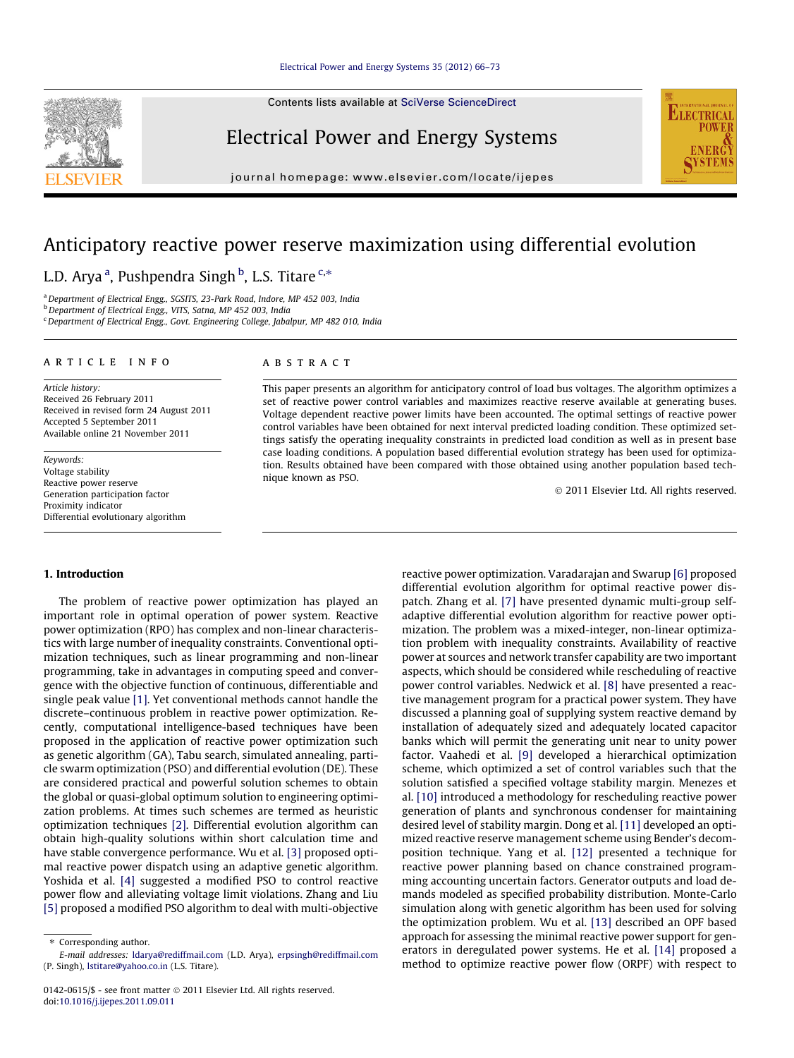# Anticipatory reactive power reserve maximization using differential evolution

L.D. Arya [a], Pushpendra Singh [b], L.S. Titare [c,*]

[a] Department of Electrical Engg., SGSITS, 23-Park Road, Indore, MP 452 003, India
[b] Department of Electrical Engg., VITS, Satna, MP 452 003, India
[c] Department of Electrical Engg., Govt. Engineering College, Jabalpur, MP 482 010, India

## ARTICLE INFO

*Article history:*
Received 26 February 2011
Received in revised form 24 August 2011
Accepted 5 September 2011
Available online 21 November 2011

*Keywords:*
Voltage stability
Reactive power reserve
Generation participation factor
Proximity indicator
Differential evolutionary algorithm

## ABSTRACT

This paper presents an algorithm for anticipatory control of load bus voltages. The algorithm optimizes a set of reactive power control variables and maximizes reactive reserve available at generating buses. Voltage dependent reactive power limits have been accounted. The optimal settings of reactive power control variables have been obtained for next interval predicted loading condition. These optimized settings satisfy the operating inequality constraints in predicted load condition as well as in present base case loading conditions. A population based differential evolution strategy has been used for optimization. Results obtained have been compared with those obtained using another population based technique known as PSO.

© 2011 Elsevier Ltd. All rights reserved.

## 1. Introduction

The problem of reactive power optimization has played an important role in optimal operation of power system. Reactive power optimization (RPO) has complex and non-linear characteristics with large number of inequality constraints. Conventional optimization techniques, such as linear programming and non-linear programming, take in advantages in computing speed and convergence with the objective function of continuous, differentiable and single peak value [1]. Yet conventional methods cannot handle the discrete–continuous problem in reactive power optimization. Recently, computational intelligence-based techniques have been proposed in the application of reactive power optimization such as genetic algorithm (GA), Tabu search, simulated annealing, particle swarm optimization (PSO) and differential evolution (DE). These are considered practical and powerful solution schemes to obtain the global or quasi-global optimum solution to engineering optimization problems. At times such schemes are termed as heuristic optimization techniques [2]. Differential evolution algorithm can obtain high-quality solutions within short calculation time and have stable convergence performance. Wu et al. [3] proposed optimal reactive power dispatch using an adaptive genetic algorithm. Yoshida et al. [4] suggested a modified PSO to control reactive power flow and alleviating voltage limit violations. Zhang and Liu [5] proposed a modified PSO algorithm to deal with multi-objective reactive power optimization. Varadarajan and Swarup [6] proposed differential evolution algorithm for optimal reactive power dispatch. Zhang et al. [7] have presented dynamic multi-group self-adaptive differential evolution algorithm for reactive power optimization. The problem was a mixed-integer, non-linear optimization problem with inequality constraints. Availability of reactive power at sources and network transfer capability are two important aspects, which should be considered while rescheduling of reactive power control variables. Nedwick et al. [8] have presented a reactive management program for a practical power system. They have discussed a planning goal of supplying system reactive demand by installation of adequately sized and adequately located capacitor banks which will permit the generating unit near to unity power factor. Vaahedi et al. [9] developed a hierarchical optimization scheme, which optimized a set of control variables such that the solution satisfied a specified voltage stability margin. Menezes et al. [10] introduced a methodology for rescheduling reactive power generation of plants and synchronous condenser for maintaining desired level of stability margin. Dong et al. [11] developed an optimized reactive reserve management scheme using Bender's decomposition technique. Yang et al. [12] presented a technique for reactive power planning based on chance constrained programming accounting uncertain factors. Generator outputs and load demands modeled as specified probability distribution. Monte-Carlo simulation along with genetic algorithm has been used for solving the optimization problem. Wu et al. [13] described an OPF based approach for assessing the minimal reactive power support for generators in deregulated power systems. He et al. [14] proposed a method to optimize reactive power flow (ORPF) with respect to

\* Corresponding author.
E-mail addresses: ldarya@rediffmail.com (L.D. Arya), erpsingh@rediffmail.com (P. Singh), lstitare@yahoo.co.in (L.S. Titare).

0142-0615/$ - see front matter © 2011 Elsevier Ltd. All rights reserved.
doi:10.1016/j.ijepes.2011.09.011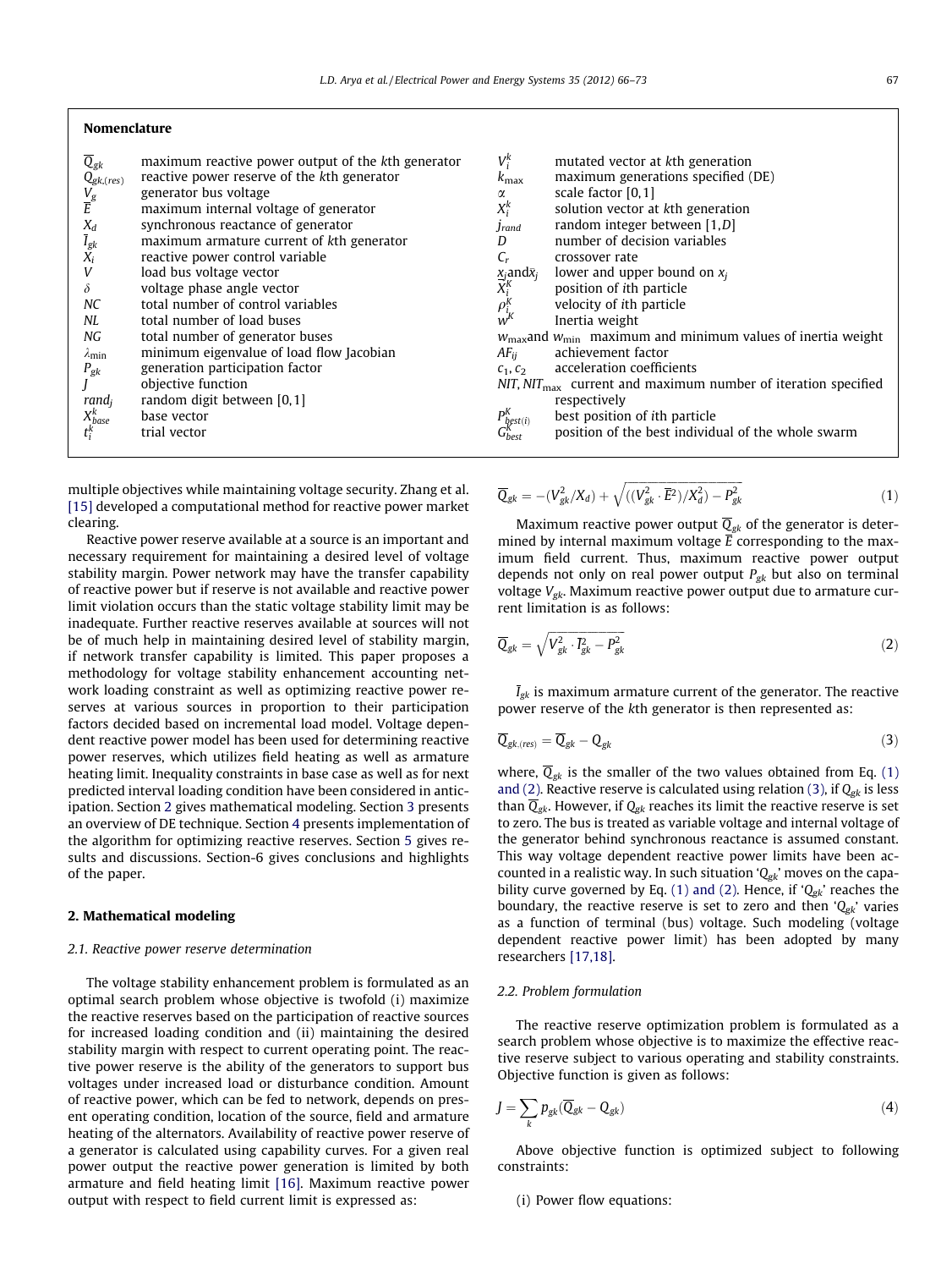## Nomenclature

| | |
|---|---|
| $\overline{Q}_{gk}$ | maximum reactive power output of the *k*th generator |
| $Q_{gk,(res)}$ | reactive power reserve of the *k*th generator |
| $V_g$ | generator bus voltage |
| $\overline{E}$ | maximum internal voltage of generator |
| $X_d$ | synchronous reactance of generator |
| $\overline{I}_{gk}$ | maximum armature current of *k*th generator |
| $X_i$ | reactive power control variable |
| $V$ | load bus voltage vector |
| $\delta$ | voltage phase angle vector |
| $NC$ | total number of control variables |
| $NL$ | total number of load buses |
| $NG$ | total number of generator buses |
| $\lambda_{\min}$ | minimum eigenvalue of load flow Jacobian |
| $P_{gk}$ | generation participation factor |
| $J$ | objective function |
| $rand_j$ | random digit between [0,1] |
| $X^k_{base}$ | base vector |
| $t^k_i$ | trial vector |
| $V^k_i$ | mutated vector at *k*th generation |
| $k_{\max}$ | maximum generations specified (DE) |
| $\alpha$ | scale factor [0,1] |
| $X^k_i$ | solution vector at *k*th generation |
| $j_{rand}$ | random integer between [1,*D*] |
| $D$ | number of decision variables |
| $C_r$ | crossover rate |
| $\underline{x}_j$ and $\bar{x}_j$ | lower and upper bound on $x_j$ |
| $X^K_i$ | position of *i*th particle |
| $\rho^K_i$ | velocity of *i*th particle |
| $w^K$ | Inertia weight |
| $w_{\max}$ and $w_{\min}$ | maximum and minimum values of inertia weight |
| $AF_{ij}$ | achievement factor |
| $c_1, c_2$ | acceleration coefficients |
| $NIT, NIT_{\max}$ | current and maximum number of iteration specified respectively |
| $P^K_{best(i)}$ | best position of *i*th particle |
| $G^K_{best}$ | position of the best individual of the whole swarm |

multiple objectives while maintaining voltage security. Zhang et al. [15] developed a computational method for reactive power market clearing.

Reactive power reserve available at a source is an important and necessary requirement for maintaining a desired level of voltage stability margin. Power network may have the transfer capability of reactive power but if reserve is not available and reactive power limit violation occurs than the static voltage stability limit may be inadequate. Further reactive reserves available at sources will not be of much help in maintaining desired level of stability margin, if network transfer capability is limited. This paper proposes a methodology for voltage stability enhancement accounting network loading constraint as well as optimizing reactive power reserves at various sources in proportion to their participation factors decided based on incremental load model. Voltage dependent reactive power model has been used for determining reactive power reserves, which utilizes field heating as well as armature heating limit. Inequality constraints in base case as well as for next predicted interval loading condition have been considered in anticipation. Section 2 gives mathematical modeling. Section 3 presents an overview of DE technique. Section 4 presents implementation of the algorithm for optimizing reactive reserves. Section 5 gives results and discussions. Section-6 gives conclusions and highlights of the paper.

## 2. Mathematical modeling

### 2.1. Reactive power reserve determination

The voltage stability enhancement problem is formulated as an optimal search problem whose objective is twofold (i) maximize the reactive reserves based on the participation of reactive sources for increased loading condition and (ii) maintaining the desired stability margin with respect to current operating point. The reactive power reserve is the ability of the generators to support bus voltages under increased load or disturbance condition. Amount of reactive power, which can be fed to network, depends on present operating condition, location of the source, field and armature heating of the alternators. Availability of reactive power reserve of a generator is calculated using capability curves. For a given real power output the reactive power generation is limited by both armature and field heating limit [16]. Maximum reactive power output with respect to field current limit is expressed as:

$$\overline{Q}_{gk} = -(V_{gk}^2/X_d) + \sqrt{((V_{gk}^2 \cdot \overline{E}^2)/X_d^2) - P_{gk}^2} \tag{1}$$

Maximum reactive power output $\overline{Q}_{gk}$ of the generator is determined by internal maximum voltage $\overline{E}$ corresponding to the maximum field current. Thus, maximum reactive power output depends not only on real power output $P_{gk}$ but also on terminal voltage $V_{gk}$. Maximum reactive power output due to armature current limitation is as follows:

$$\overline{Q}_{gk} = \sqrt{V_{gk}^2 \cdot \overline{I}_{gk}^2 - P_{gk}^2} \tag{2}$$

$\overline{I}_{gk}$ is maximum armature current of the generator. The reactive power reserve of the *k*th generator is then represented as:

$$\overline{Q}_{gk,(res)} = \overline{Q}_{gk} - Q_{gk} \tag{3}$$

where, $\overline{Q}_{gk}$ is the smaller of the two values obtained from Eq. (1) and (2). Reactive reserve is calculated using relation (3), if $Q_{gk}$ is less than $\overline{Q}_{gk}$. However, if $Q_{gk}$ reaches its limit the reactive reserve is set to zero. The bus is treated as variable voltage and internal voltage of the generator behind synchronous reactance is assumed constant. This way voltage dependent reactive power limits have been accounted in a realistic way. In such situation '$Q_{gk}$' moves on the capability curve governed by Eq. (1) and (2). Hence, if '$Q_{gk}$' reaches the boundary, the reactive reserve is set to zero and then '$Q_{gk}$' varies as a function of terminal (bus) voltage. Such modeling (voltage dependent reactive power limit) has been adopted by many researchers [17,18].

### 2.2. Problem formulation

The reactive reserve optimization problem is formulated as a search problem whose objective is to maximize the effective reactive reserve subject to various operating and stability constraints. Objective function is given as follows:

$$J = \sum_k p_{gk}(\overline{Q}_{gk} - Q_{gk}) \tag{4}$$

Above objective function is optimized subject to following constraints:

(i) Power flow equations: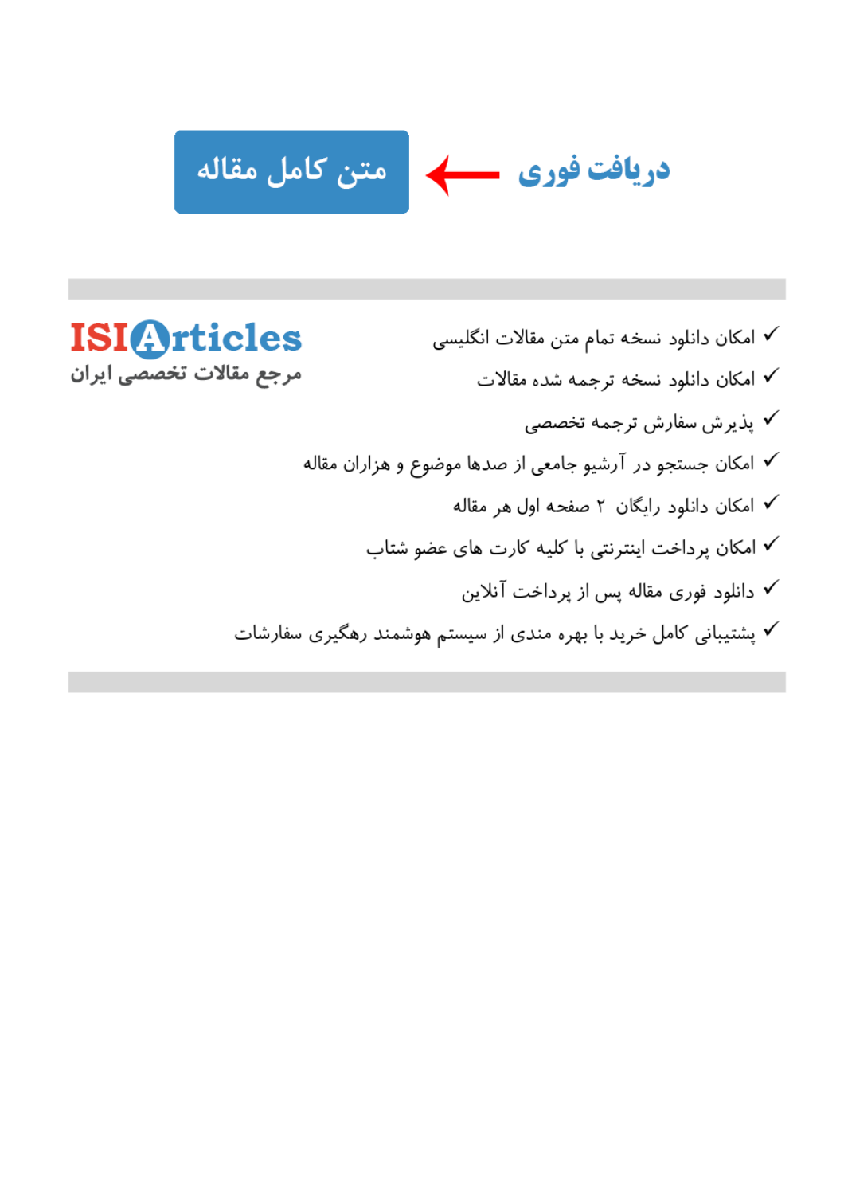دریافت فوری ← **متن کامل مقاله**

**ISIArticles**
مرجع مقالات تخصصی ایران

- ✓ امکان دانلود نسخه تمام متن مقالات انگلیسی
- ✓ امکان دانلود نسخه ترجمه شده مقالات
- ✓ پذیرش سفارش ترجمه تخصصی
- ✓ امکان جستجو در آرشیو جامعی از صدها موضوع و هزاران مقاله
- ✓ امکان دانلود رایگان ۲ صفحه اول هر مقاله
- ✓ امکان پرداخت اینترنتی با کلیه کارت های عضو شتاب
- ✓ دانلود فوری مقاله پس از پرداخت آنلاین
- ✓ پشتیبانی کامل خرید با بهره مندی از سیستم هوشمند رهگیری سفارشات